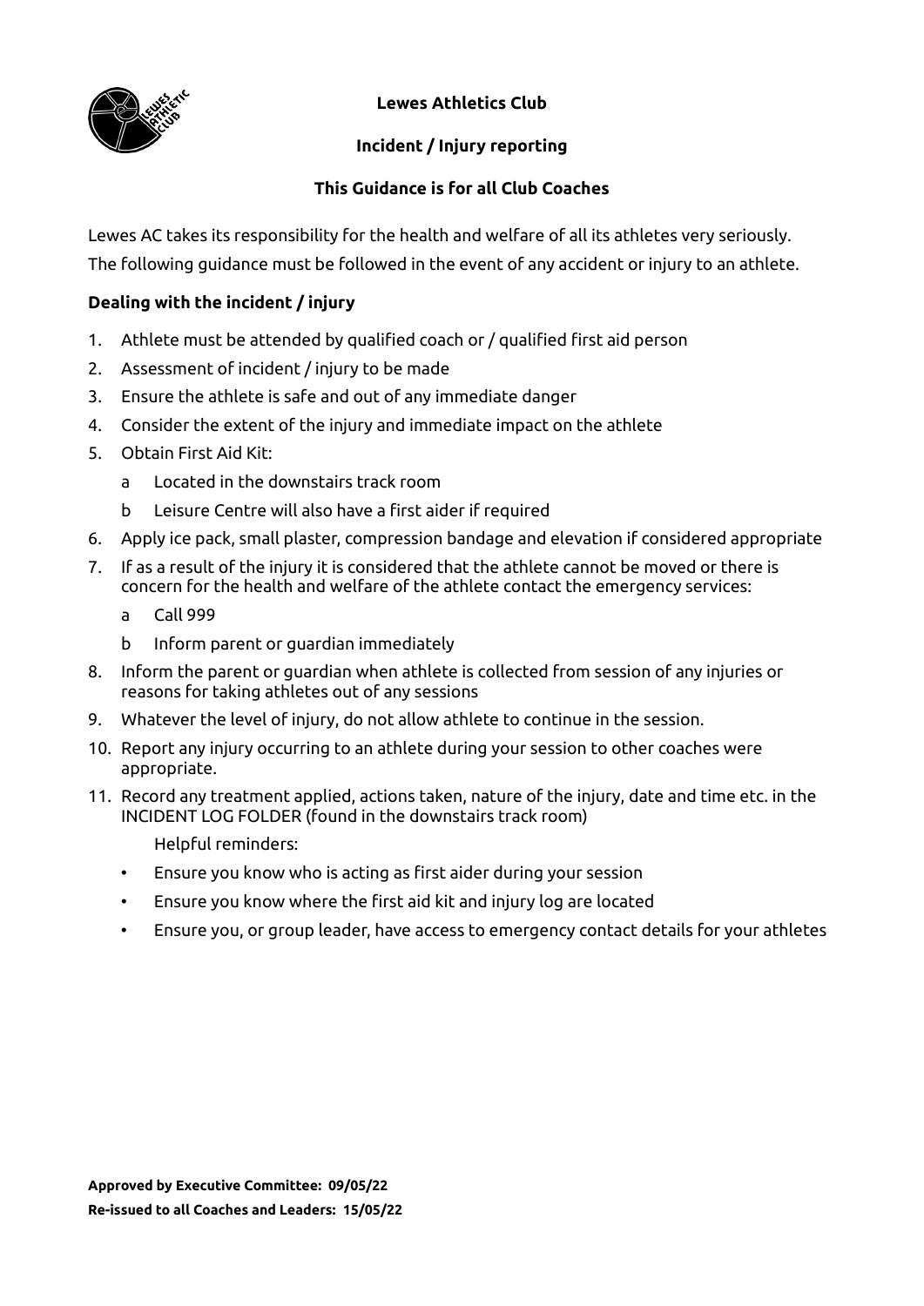**Lewes Athletics Club**

**Incident / Injury reporting**

**This Guidance is for all Club Coaches**

Lewes AC takes its responsibility for the health and welfare of all its athletes very seriously.
The following guidance must be followed in the event of any accident or injury to an athlete.

**Dealing with the incident / injury**

1. Athlete must be attended by qualified coach or / qualified first aid person
2. Assessment of incident / injury to be made
3. Ensure the athlete is safe and out of any immediate danger
4. Consider the extent of the injury and immediate impact on the athlete
5. Obtain First Aid Kit:
   a Located in the downstairs track room
   b Leisure Centre will also have a first aider if required
6. Apply ice pack, small plaster, compression bandage and elevation if considered appropriate
7. If as a result of the injury it is considered that the athlete cannot be moved or there is concern for the health and welfare of the athlete contact the emergency services:
   a Call 999
   b Inform parent or guardian immediately
8. Inform the parent or guardian when athlete is collected from session of any injuries or reasons for taking athletes out of any sessions
9. Whatever the level of injury, do not allow athlete to continue in the session.
10. Report any injury occurring to an athlete during your session to other coaches were appropriate.
11. Record any treatment applied, actions taken, nature of the injury, date and time etc. in the INCIDENT LOG FOLDER (found in the downstairs track room)

    Helpful reminders:

    - Ensure you know who is acting as first aider during your session
    - Ensure you know where the first aid kit and injury log are located
    - Ensure you, or group leader, have access to emergency contact details for your athletes

**Approved by Executive Committee: 09/05/22**

**Re-issued to all Coaches and Leaders: 15/05/22**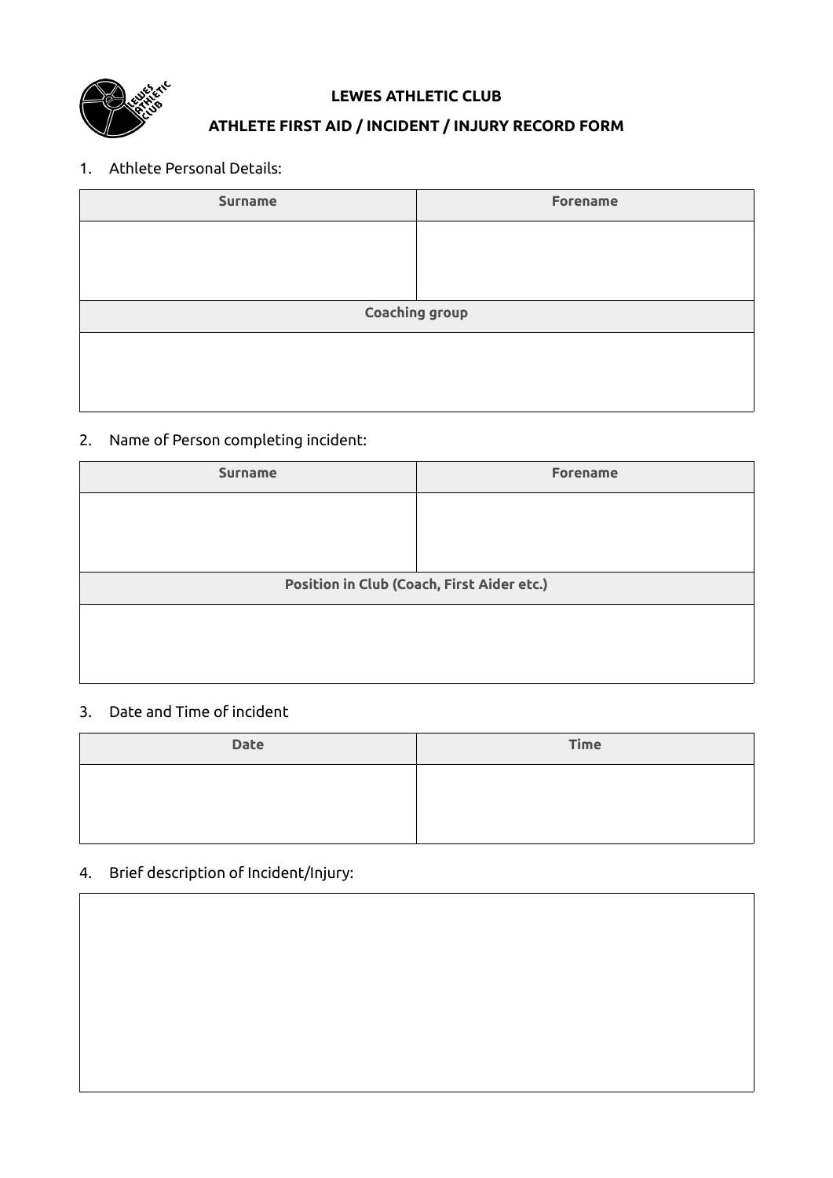# LEWES ATHLETIC CLUB

## ATHLETE FIRST AID / INCIDENT / INJURY RECORD FORM

1. Athlete Personal Details:

| Surname | Forename |
|---|---|
| | |
| **Coaching group** | |
| | |

2. Name of Person completing incident:

| Surname | Forename |
|---|---|
| | |
| **Position in Club (Coach, First Aider etc.)** | |
| | |

3. Date and Time of incident

| Date | Time |
|---|---|
| | |

4. Brief description of Incident/Injury:

| |
|---|
| |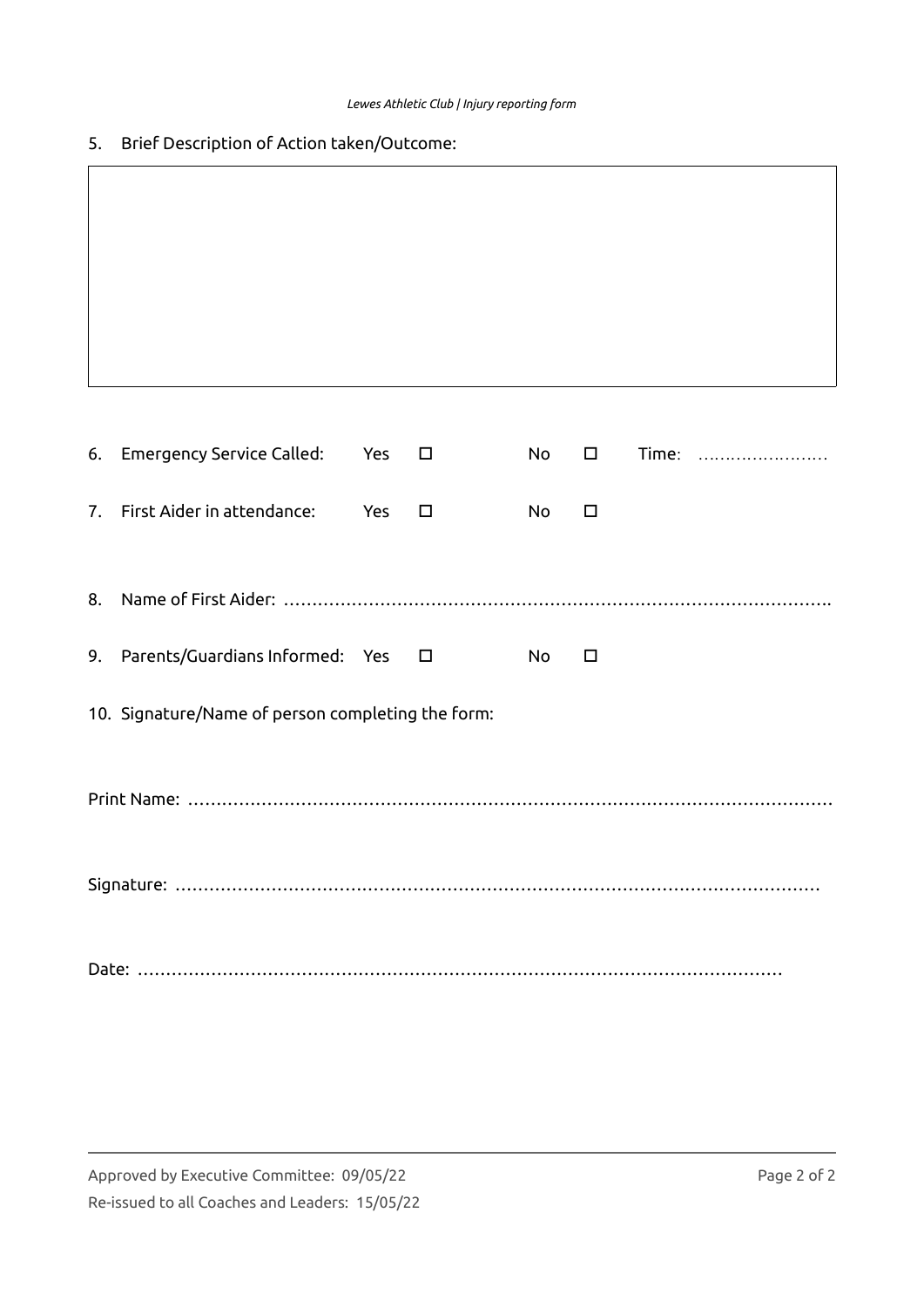5. Brief Description of Action taken/Outcome:

6. Emergency Service Called: Yes ☐ No ☐ Time: ……………………

7. First Aider in attendance: Yes ☐ No ☐

8. Name of First Aider: ……………………………………………………………………………………

9. Parents/Guardians Informed: Yes ☐ No ☐

10. Signature/Name of person completing the form:

Print Name: ……………………………………………………………………………………………………

Signature: ……………………………………………………………………………………………………

Date: ……………………………………………………………………………………………………

Approved by Executive Committee: 09/05/22

Re-issued to all Coaches and Leaders: 15/05/22